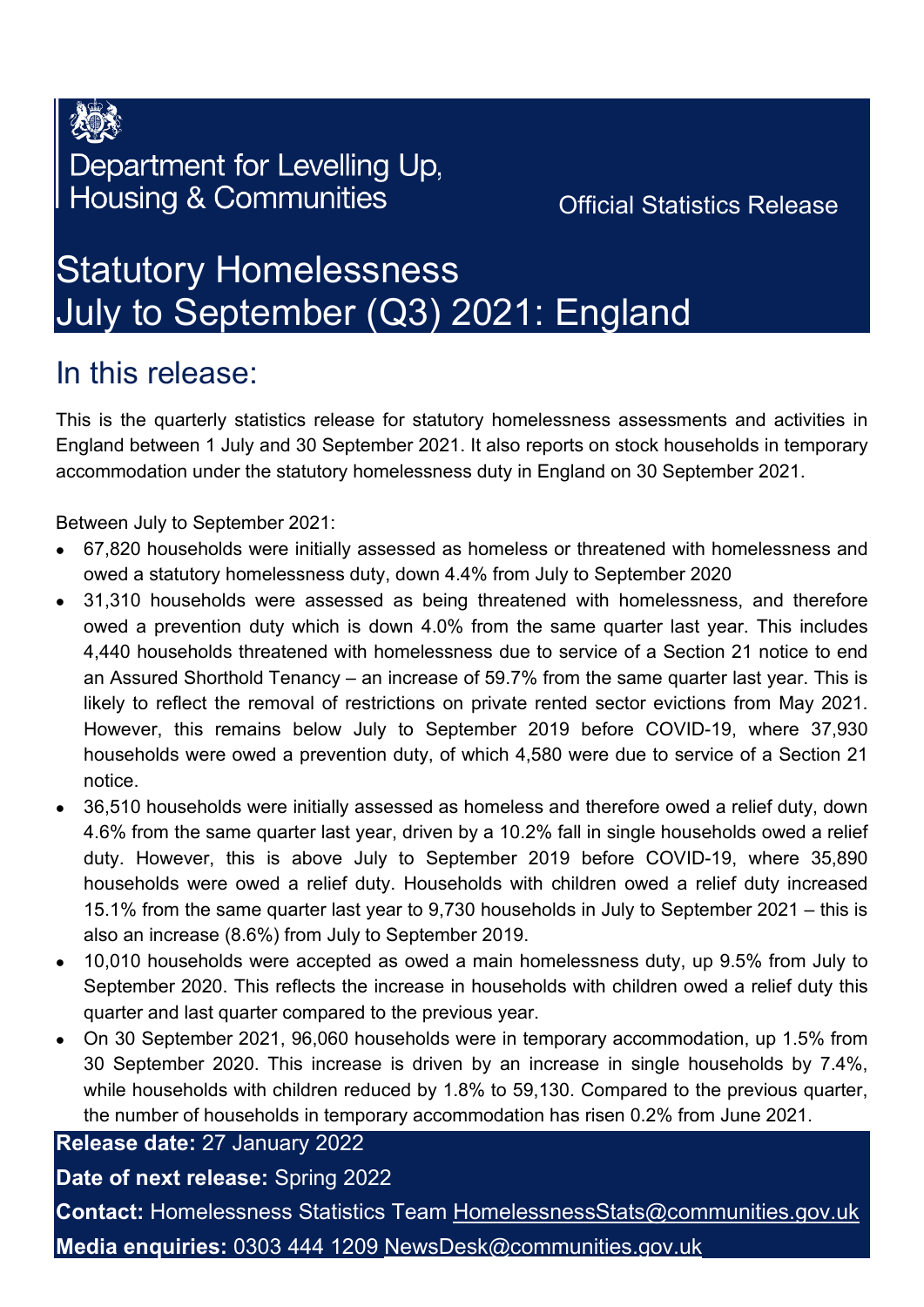Department for Levelling Up, Housing & Communities

Official Statistics Release

# Statutory Homelessness July to September (Q3) 2021: England

## In this release:

This is the quarterly statistics release for statutory homelessness assessments and activities in England between 1 July and 30 September 2021. It also reports on stock households in temporary accommodation under the statutory homelessness duty in England on 30 September 2021.

Between July to September 2021:

- 67,820 households were initially assessed as homeless or threatened with homelessness and owed a statutory homelessness duty, down 4.4% from July to September 2020
- 31,310 households were assessed as being threatened with homelessness, and therefore owed a prevention duty which is down 4.0% from the same quarter last year. This includes 4,440 households threatened with homelessness due to service of a Section 21 notice to end an Assured Shorthold Tenancy – an increase of 59.7% from the same quarter last year. This is likely to reflect the removal of restrictions on private rented sector evictions from May 2021. However, this remains below July to September 2019 before COVID-19, where 37,930 households were owed a prevention duty, of which 4,580 were due to service of a Section 21 notice.
- 36,510 households were initially assessed as homeless and therefore owed a relief duty, down 4.6% from the same quarter last year, driven by a 10.2% fall in single households owed a relief duty. However, this is above July to September 2019 before COVID-19, where 35,890 households were owed a relief duty. Households with children owed a relief duty increased 15.1% from the same quarter last year to 9,730 households in July to September 2021 – this is also an increase (8.6%) from July to September 2019.
- 10,010 households were accepted as owed a main homelessness duty, up 9.5% from July to September 2020. This reflects the increase in households with children owed a relief duty this quarter and last quarter compared to the previous year.
- On 30 September 2021, 96,060 households were in temporary accommodation, up 1.5% from 30 September 2020. This increase is driven by an increase in single households by 7.4%, while households with children reduced by 1.8% to 59,130. Compared to the previous quarter, the number of households in temporary accommodation has risen 0.2% from June 2021.

**Release date:** 27 January 2022

**Date of next release:** Spring 2022

**Contact:** Homelessness Statistics Team HomelessnessStats@communities.gov.uk

**Media enquiries:** 0303 444 1209 NewsDesk@communities.gov.uk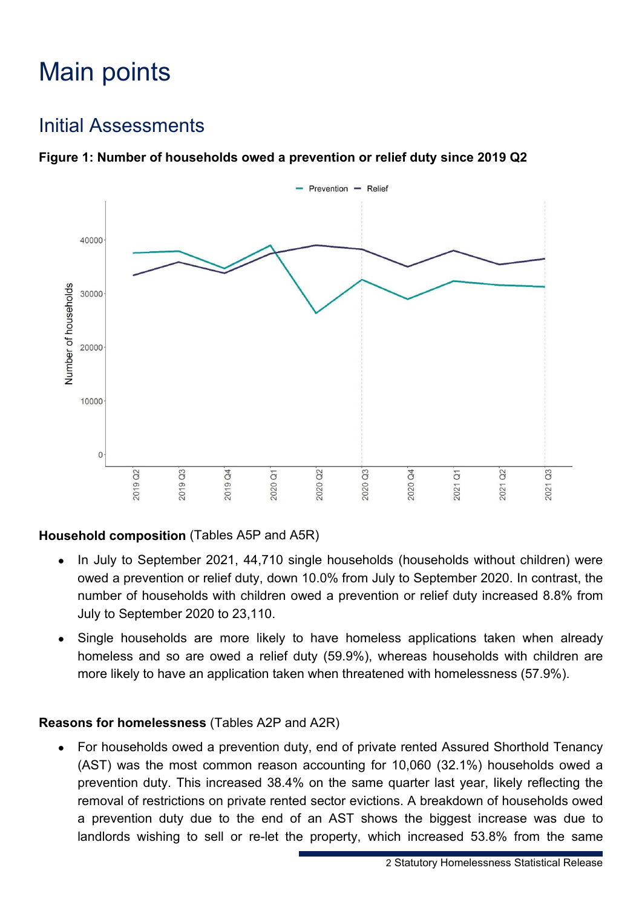# Main points

## Initial Assessments

**Figure 1: Number of households owed a prevention or relief duty since 2019 Q2**

**Household composition** (Tables A5P and A5R)

- In July to September 2021, 44,710 single households (households without children) were owed a prevention or relief duty, down 10.0% from July to September 2020. In contrast, the number of households with children owed a prevention or relief duty increased 8.8% from July to September 2020 to 23,110.
- Single households are more likely to have homeless applications taken when already homeless and so are owed a relief duty (59.9%), whereas households with children are more likely to have an application taken when threatened with homelessness (57.9%).

**Reasons for homelessness** (Tables A2P and A2R)

- For households owed a prevention duty, end of private rented Assured Shorthold Tenancy (AST) was the most common reason accounting for 10,060 (32.1%) households owed a prevention duty. This increased 38.4% on the same quarter last year, likely reflecting the removal of restrictions on private rented sector evictions. A breakdown of households owed a prevention duty due to the end of an AST shows the biggest increase was due to landlords wishing to sell or re-let the property, which increased 53.8% from the same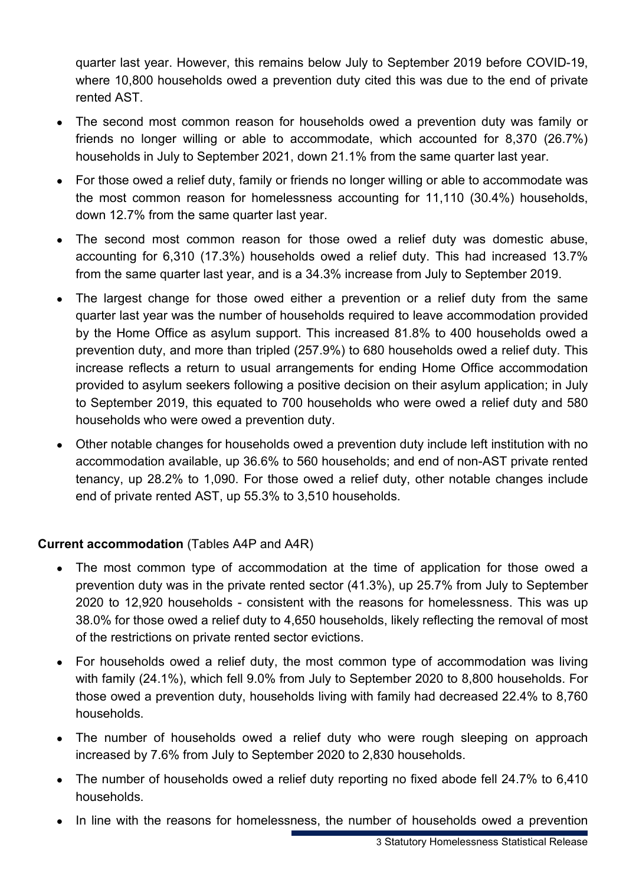quarter last year. However, this remains below July to September 2019 before COVID-19, where 10,800 households owed a prevention duty cited this was due to the end of private rented AST.

- The second most common reason for households owed a prevention duty was family or friends no longer willing or able to accommodate, which accounted for 8,370 (26.7%) households in July to September 2021, down 21.1% from the same quarter last year.
- For those owed a relief duty, family or friends no longer willing or able to accommodate was the most common reason for homelessness accounting for 11,110 (30.4%) households, down 12.7% from the same quarter last year.
- The second most common reason for those owed a relief duty was domestic abuse, accounting for 6,310 (17.3%) households owed a relief duty. This had increased 13.7% from the same quarter last year, and is a 34.3% increase from July to September 2019.
- The largest change for those owed either a prevention or a relief duty from the same quarter last year was the number of households required to leave accommodation provided by the Home Office as asylum support. This increased 81.8% to 400 households owed a prevention duty, and more than tripled (257.9%) to 680 households owed a relief duty. This increase reflects a return to usual arrangements for ending Home Office accommodation provided to asylum seekers following a positive decision on their asylum application; in July to September 2019, this equated to 700 households who were owed a relief duty and 580 households who were owed a prevention duty.
- Other notable changes for households owed a prevention duty include left institution with no accommodation available, up 36.6% to 560 households; and end of non-AST private rented tenancy, up 28.2% to 1,090. For those owed a relief duty, other notable changes include end of private rented AST, up 55.3% to 3,510 households.

**Current accommodation** (Tables A4P and A4R)

- The most common type of accommodation at the time of application for those owed a prevention duty was in the private rented sector (41.3%), up 25.7% from July to September 2020 to 12,920 households - consistent with the reasons for homelessness. This was up 38.0% for those owed a relief duty to 4,650 households, likely reflecting the removal of most of the restrictions on private rented sector evictions.
- For households owed a relief duty, the most common type of accommodation was living with family (24.1%), which fell 9.0% from July to September 2020 to 8,800 households. For those owed a prevention duty, households living with family had decreased 22.4% to 8,760 households.
- The number of households owed a relief duty who were rough sleeping on approach increased by 7.6% from July to September 2020 to 2,830 households.
- The number of households owed a relief duty reporting no fixed abode fell 24.7% to 6,410 households.
- In line with the reasons for homelessness, the number of households owed a prevention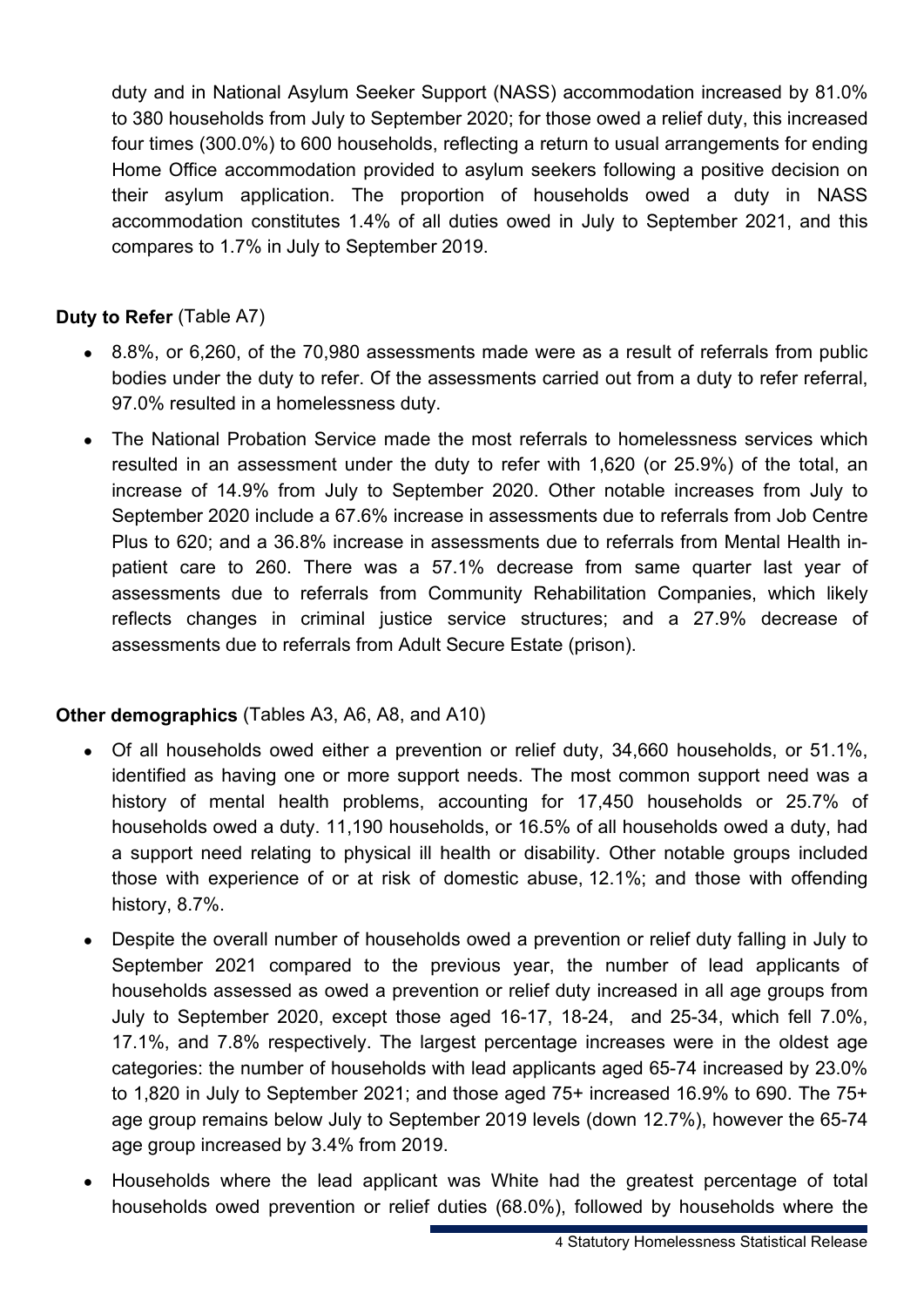duty and in National Asylum Seeker Support (NASS) accommodation increased by 81.0% to 380 households from July to September 2020; for those owed a relief duty, this increased four times (300.0%) to 600 households, reflecting a return to usual arrangements for ending Home Office accommodation provided to asylum seekers following a positive decision on their asylum application. The proportion of households owed a duty in NASS accommodation constitutes 1.4% of all duties owed in July to September 2021, and this compares to 1.7% in July to September 2019.

**Duty to Refer** (Table A7)

- 8.8%, or 6,260, of the 70,980 assessments made were as a result of referrals from public bodies under the duty to refer. Of the assessments carried out from a duty to refer referral, 97.0% resulted in a homelessness duty.
- The National Probation Service made the most referrals to homelessness services which resulted in an assessment under the duty to refer with 1,620 (or 25.9%) of the total, an increase of 14.9% from July to September 2020. Other notable increases from July to September 2020 include a 67.6% increase in assessments due to referrals from Job Centre Plus to 620; and a 36.8% increase in assessments due to referrals from Mental Health in-patient care to 260. There was a 57.1% decrease from same quarter last year of assessments due to referrals from Community Rehabilitation Companies, which likely reflects changes in criminal justice service structures; and a 27.9% decrease of assessments due to referrals from Adult Secure Estate (prison).

**Other demographics** (Tables A3, A6, A8, and A10)

- Of all households owed either a prevention or relief duty, 34,660 households, or 51.1%, identified as having one or more support needs. The most common support need was a history of mental health problems, accounting for 17,450 households or 25.7% of households owed a duty. 11,190 households, or 16.5% of all households owed a duty, had a support need relating to physical ill health or disability. Other notable groups included those with experience of or at risk of domestic abuse, 12.1%; and those with offending history, 8.7%.
- Despite the overall number of households owed a prevention or relief duty falling in July to September 2021 compared to the previous year, the number of lead applicants of households assessed as owed a prevention or relief duty increased in all age groups from July to September 2020, except those aged 16-17, 18-24, and 25-34, which fell 7.0%, 17.1%, and 7.8% respectively. The largest percentage increases were in the oldest age categories: the number of households with lead applicants aged 65-74 increased by 23.0% to 1,820 in July to September 2021; and those aged 75+ increased 16.9% to 690. The 75+ age group remains below July to September 2019 levels (down 12.7%), however the 65-74 age group increased by 3.4% from 2019.
- Households where the lead applicant was White had the greatest percentage of total households owed prevention or relief duties (68.0%), followed by households where the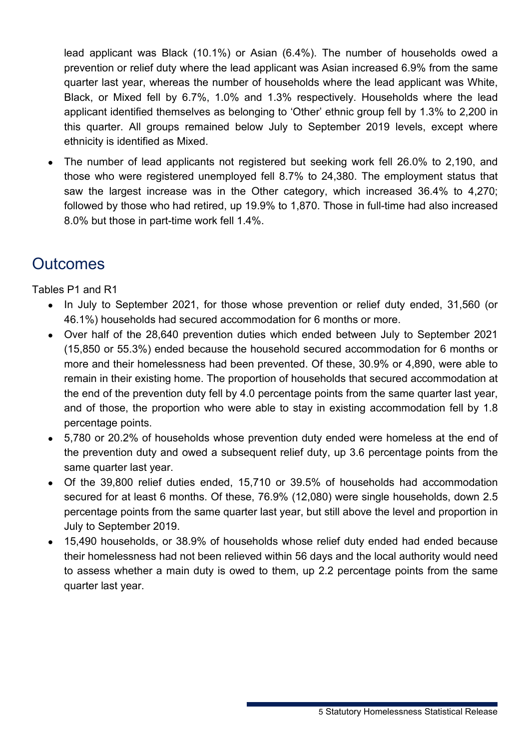lead applicant was Black (10.1%) or Asian (6.4%). The number of households owed a prevention or relief duty where the lead applicant was Asian increased 6.9% from the same quarter last year, whereas the number of households where the lead applicant was White, Black, or Mixed fell by 6.7%, 1.0% and 1.3% respectively. Households where the lead applicant identified themselves as belonging to 'Other' ethnic group fell by 1.3% to 2,200 in this quarter. All groups remained below July to September 2019 levels, except where ethnicity is identified as Mixed.

- The number of lead applicants not registered but seeking work fell 26.0% to 2,190, and those who were registered unemployed fell 8.7% to 24,380. The employment status that saw the largest increase was in the Other category, which increased 36.4% to 4,270; followed by those who had retired, up 19.9% to 1,870. Those in full-time had also increased 8.0% but those in part-time work fell 1.4%.

## Outcomes

Tables P1 and R1

- In July to September 2021, for those whose prevention or relief duty ended, 31,560 (or 46.1%) households had secured accommodation for 6 months or more.
- Over half of the 28,640 prevention duties which ended between July to September 2021 (15,850 or 55.3%) ended because the household secured accommodation for 6 months or more and their homelessness had been prevented. Of these, 30.9% or 4,890, were able to remain in their existing home. The proportion of households that secured accommodation at the end of the prevention duty fell by 4.0 percentage points from the same quarter last year, and of those, the proportion who were able to stay in existing accommodation fell by 1.8 percentage points.
- 5,780 or 20.2% of households whose prevention duty ended were homeless at the end of the prevention duty and owed a subsequent relief duty, up 3.6 percentage points from the same quarter last year.
- Of the 39,800 relief duties ended, 15,710 or 39.5% of households had accommodation secured for at least 6 months. Of these, 76.9% (12,080) were single households, down 2.5 percentage points from the same quarter last year, but still above the level and proportion in July to September 2019.
- 15,490 households, or 38.9% of households whose relief duty ended had ended because their homelessness had not been relieved within 56 days and the local authority would need to assess whether a main duty is owed to them, up 2.2 percentage points from the same quarter last year.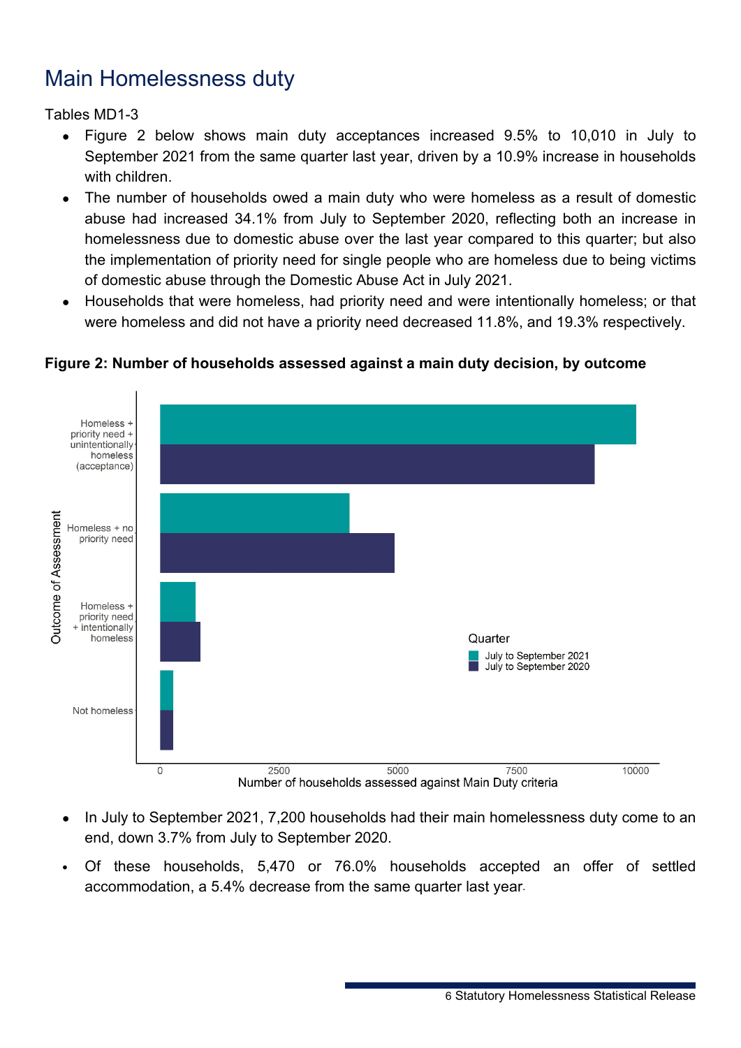## Main Homelessness duty

Tables MD1-3

- Figure 2 below shows main duty acceptances increased 9.5% to 10,010 in July to September 2021 from the same quarter last year, driven by a 10.9% increase in households with children.
- The number of households owed a main duty who were homeless as a result of domestic abuse had increased 34.1% from July to September 2020, reflecting both an increase in homelessness due to domestic abuse over the last year compared to this quarter; but also the implementation of priority need for single people who are homeless due to being victims of domestic abuse through the Domestic Abuse Act in July 2021.
- Households that were homeless, had priority need and were intentionally homeless; or that were homeless and did not have a priority need decreased 11.8%, and 19.3% respectively.

**Figure 2: Number of households assessed against a main duty decision, by outcome**

- In July to September 2021, 7,200 households had their main homelessness duty come to an end, down 3.7% from July to September 2020.
- Of these households, 5,470 or 76.0% households accepted an offer of settled accommodation, a 5.4% decrease from the same quarter last year.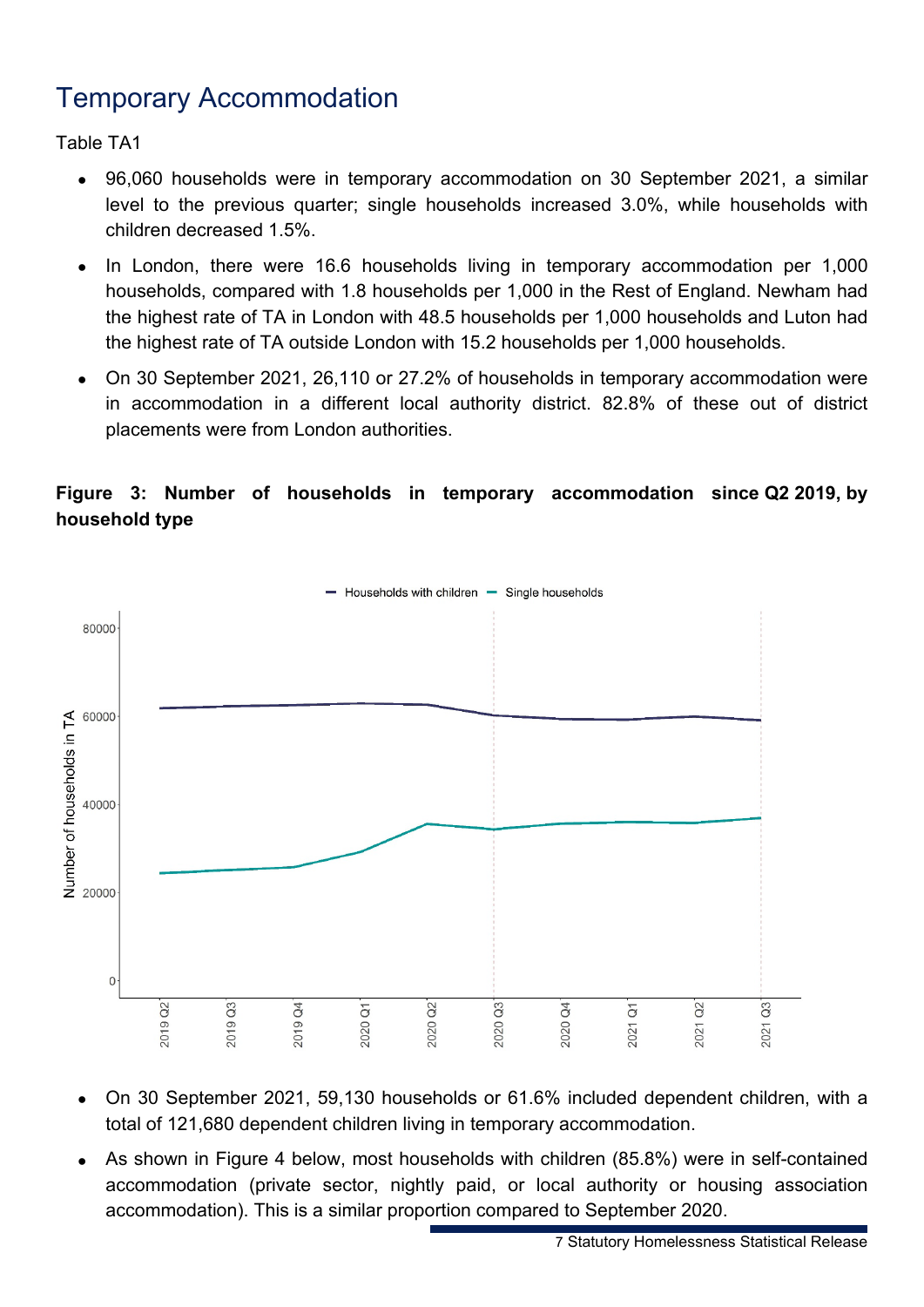# Temporary Accommodation

Table TA1

- 96,060 households were in temporary accommodation on 30 September 2021, a similar level to the previous quarter; single households increased 3.0%, while households with children decreased 1.5%.
- In London, there were 16.6 households living in temporary accommodation per 1,000 households, compared with 1.8 households per 1,000 in the Rest of England. Newham had the highest rate of TA in London with 48.5 households per 1,000 households and Luton had the highest rate of TA outside London with 15.2 households per 1,000 households.
- On 30 September 2021, 26,110 or 27.2% of households in temporary accommodation were in accommodation in a different local authority district. 82.8% of these out of district placements were from London authorities.

**Figure 3: Number of households in temporary accommodation since Q2 2019, by household type**

- On 30 September 2021, 59,130 households or 61.6% included dependent children, with a total of 121,680 dependent children living in temporary accommodation.
- As shown in Figure 4 below, most households with children (85.8%) were in self-contained accommodation (private sector, nightly paid, or local authority or housing association accommodation). This is a similar proportion compared to September 2020.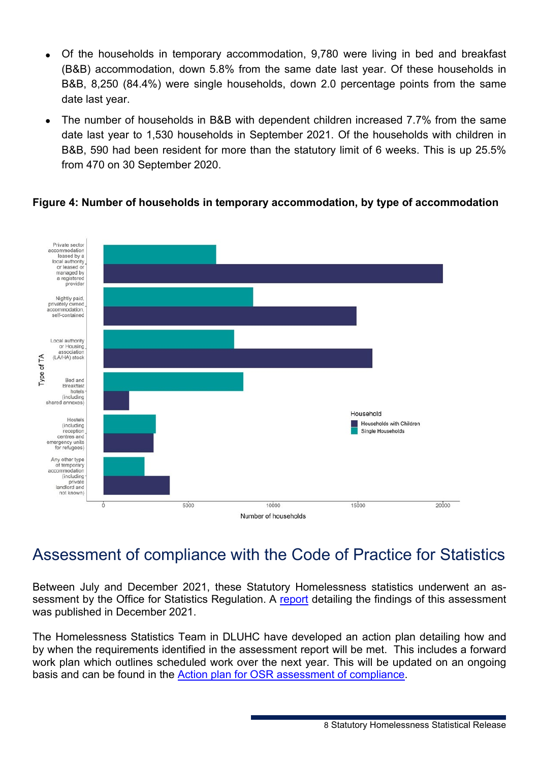- Of the households in temporary accommodation, 9,780 were living in bed and breakfast (B&B) accommodation, down 5.8% from the same date last year. Of these households in B&B, 8,250 (84.4%) were single households, down 2.0 percentage points from the same date last year.
- The number of households in B&B with dependent children increased 7.7% from the same date last year to 1,530 households in September 2021. Of the households with children in B&B, 590 had been resident for more than the statutory limit of 6 weeks. This is up 25.5% from 470 on 30 September 2020.

**Figure 4: Number of households in temporary accommodation, by type of accommodation**

## Assessment of compliance with the Code of Practice for Statistics

Between July and December 2021, these Statutory Homelessness statistics underwent an assessment by the Office for Statistics Regulation. A report detailing the findings of this assessment was published in December 2021.

The Homelessness Statistics Team in DLUHC have developed an action plan detailing how and by when the requirements identified in the assessment report will be met. This includes a forward work plan which outlines scheduled work over the next year. This will be updated on an ongoing basis and can be found in the Action plan for OSR assessment of compliance.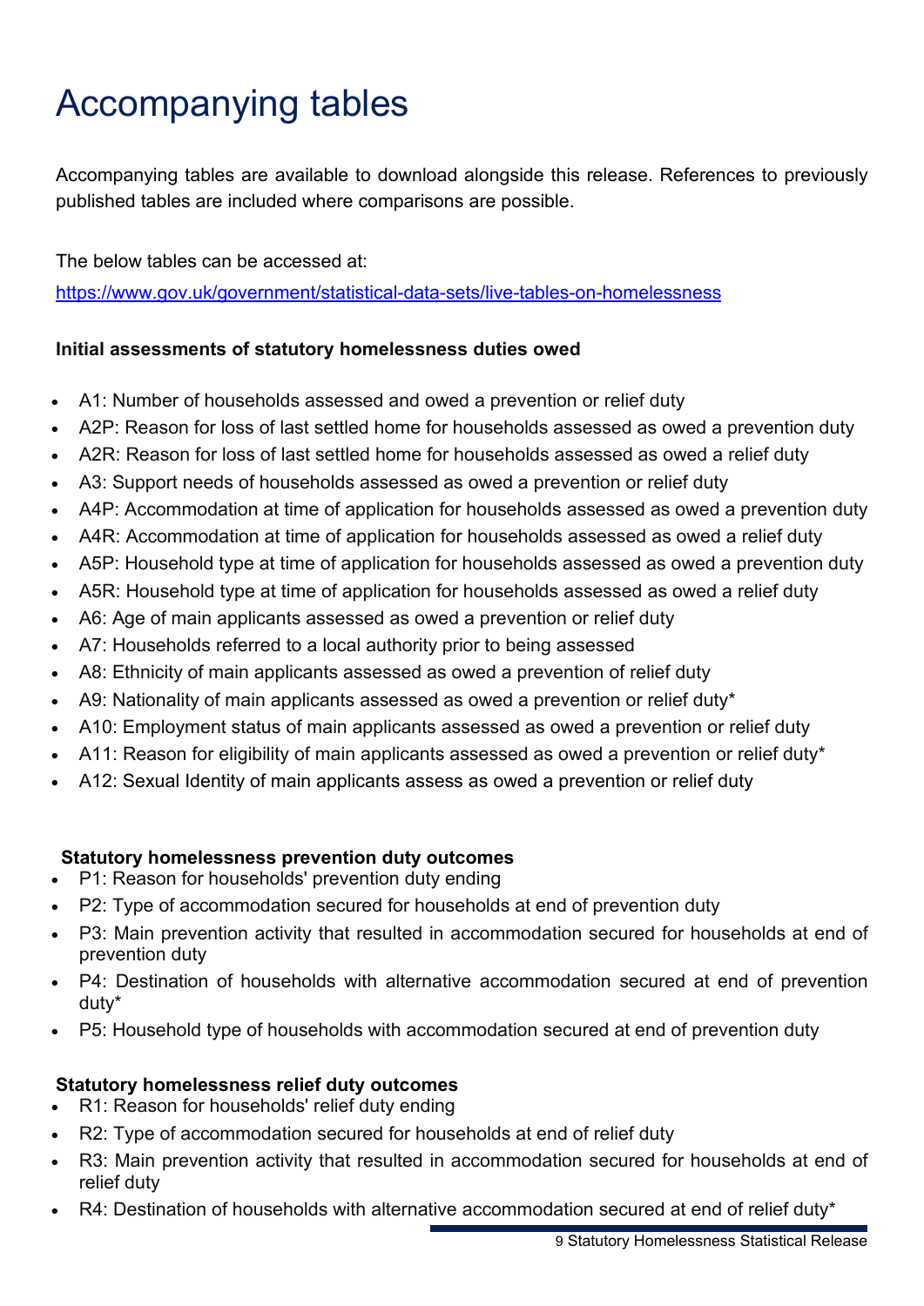# Accompanying tables

Accompanying tables are available to download alongside this release. References to previously published tables are included where comparisons are possible.

The below tables can be accessed at:

https://www.gov.uk/government/statistical-data-sets/live-tables-on-homelessness

**Initial assessments of statutory homelessness duties owed**

- A1: Number of households assessed and owed a prevention or relief duty
- A2P: Reason for loss of last settled home for households assessed as owed a prevention duty
- A2R: Reason for loss of last settled home for households assessed as owed a relief duty
- A3: Support needs of households assessed as owed a prevention or relief duty
- A4P: Accommodation at time of application for households assessed as owed a prevention duty
- A4R: Accommodation at time of application for households assessed as owed a relief duty
- A5P: Household type at time of application for households assessed as owed a prevention duty
- A5R: Household type at time of application for households assessed as owed a relief duty
- A6: Age of main applicants assessed as owed a prevention or relief duty
- A7: Households referred to a local authority prior to being assessed
- A8: Ethnicity of main applicants assessed as owed a prevention of relief duty
- A9: Nationality of main applicants assessed as owed a prevention or relief duty*
- A10: Employment status of main applicants assessed as owed a prevention or relief duty
- A11: Reason for eligibility of main applicants assessed as owed a prevention or relief duty*
- A12: Sexual Identity of main applicants assess as owed a prevention or relief duty

**Statutory homelessness prevention duty outcomes**

- P1: Reason for households' prevention duty ending
- P2: Type of accommodation secured for households at end of prevention duty
- P3: Main prevention activity that resulted in accommodation secured for households at end of prevention duty
- P4: Destination of households with alternative accommodation secured at end of prevention duty*
- P5: Household type of households with accommodation secured at end of prevention duty

**Statutory homelessness relief duty outcomes**

- R1: Reason for households' relief duty ending
- R2: Type of accommodation secured for households at end of relief duty
- R3: Main prevention activity that resulted in accommodation secured for households at end of relief duty
- R4: Destination of households with alternative accommodation secured at end of relief duty*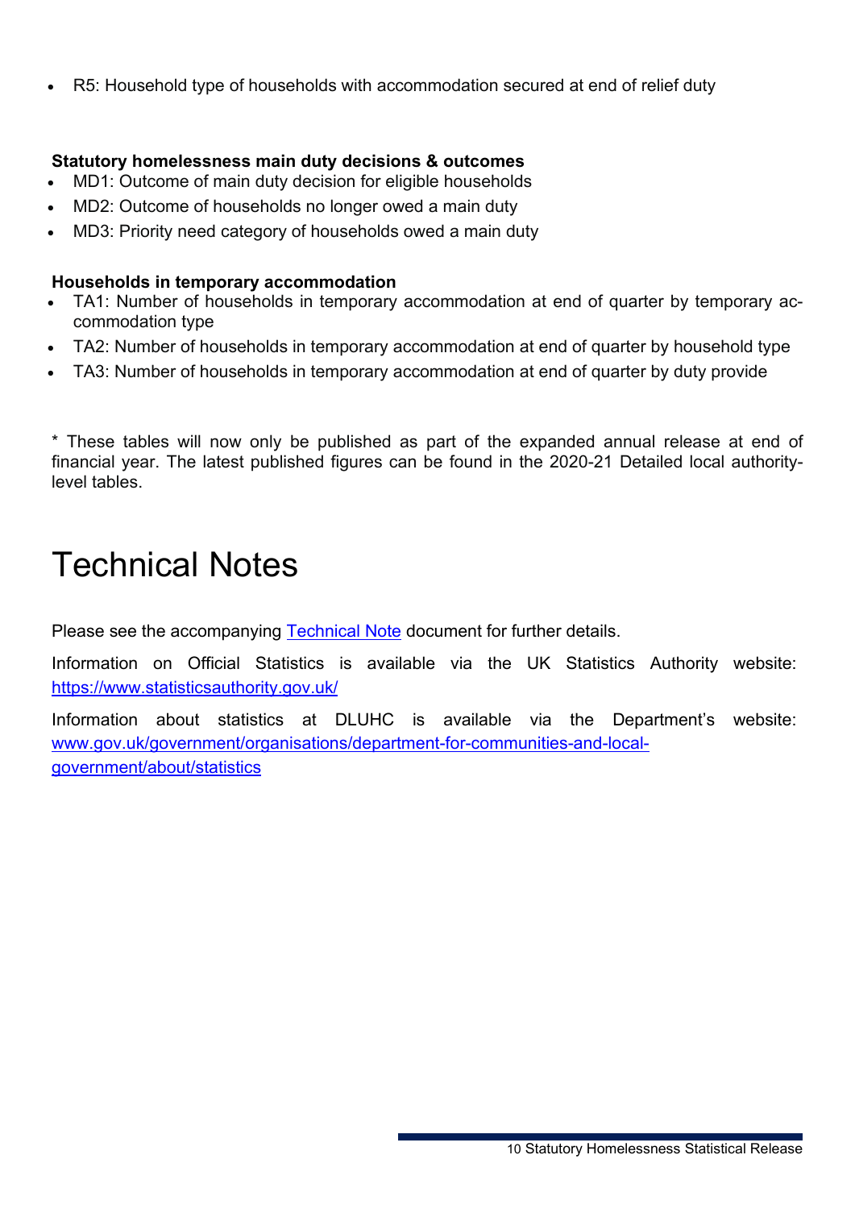- R5: Household type of households with accommodation secured at end of relief duty

**Statutory homelessness main duty decisions & outcomes**

- MD1: Outcome of main duty decision for eligible households
- MD2: Outcome of households no longer owed a main duty
- MD3: Priority need category of households owed a main duty

**Households in temporary accommodation**

- TA1: Number of households in temporary accommodation at end of quarter by temporary accommodation type
- TA2: Number of households in temporary accommodation at end of quarter by household type
- TA3: Number of households in temporary accommodation at end of quarter by duty provide

* These tables will now only be published as part of the expanded annual release at end of financial year. The latest published figures can be found in the 2020-21 Detailed local authority-level tables.

# Technical Notes

Please see the accompanying [Technical Note](#) document for further details.

Information on Official Statistics is available via the UK Statistics Authority website: [https://www.statisticsauthority.gov.uk/](https://www.statisticsauthority.gov.uk/)

Information about statistics at DLUHC is available via the Department's website: [www.gov.uk/government/organisations/department-for-communities-and-local-government/about/statistics](www.gov.uk/government/organisations/department-for-communities-and-local-government/about/statistics)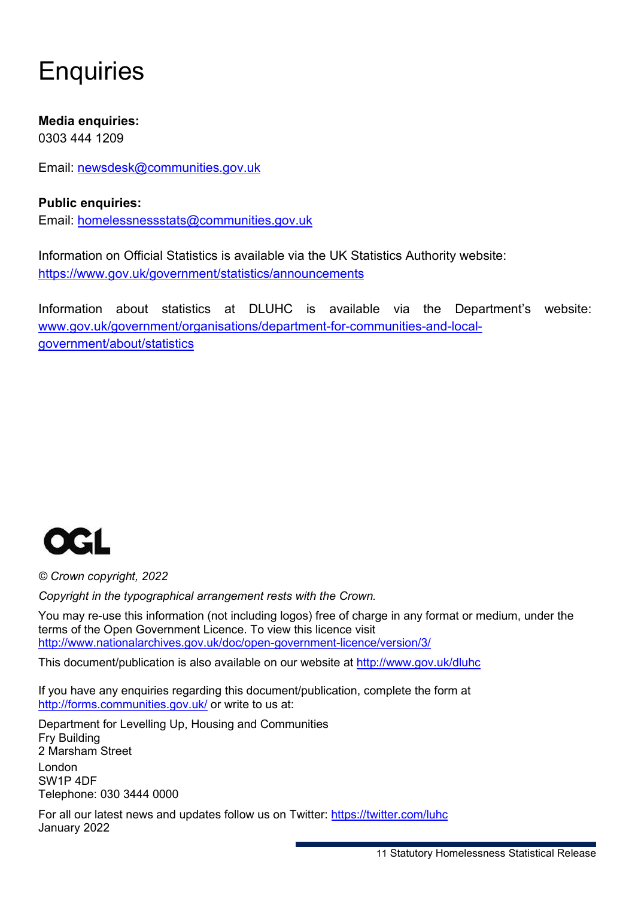# Enquiries

**Media enquiries:**
0303 444 1209

Email: newsdesk@communities.gov.uk

**Public enquiries:**
Email: homelessnessstats@communities.gov.uk

Information on Official Statistics is available via the UK Statistics Authority website: https://www.gov.uk/government/statistics/announcements

Information about statistics at DLUHC is available via the Department's website: www.gov.uk/government/organisations/department-for-communities-and-local-government/about/statistics

OGL

*© Crown copyright, 2022*

*Copyright in the typographical arrangement rests with the Crown.*

You may re-use this information (not including logos) free of charge in any format or medium, under the terms of the Open Government Licence. To view this licence visit http://www.nationalarchives.gov.uk/doc/open-government-licence/version/3/

This document/publication is also available on our website at http://www.gov.uk/dluhc

If you have any enquiries regarding this document/publication, complete the form at http://forms.communities.gov.uk/ or write to us at:

Department for Levelling Up, Housing and Communities
Fry Building
2 Marsham Street
London
SW1P 4DF
Telephone: 030 3444 0000

For all our latest news and updates follow us on Twitter: https://twitter.com/luhc
January 2022